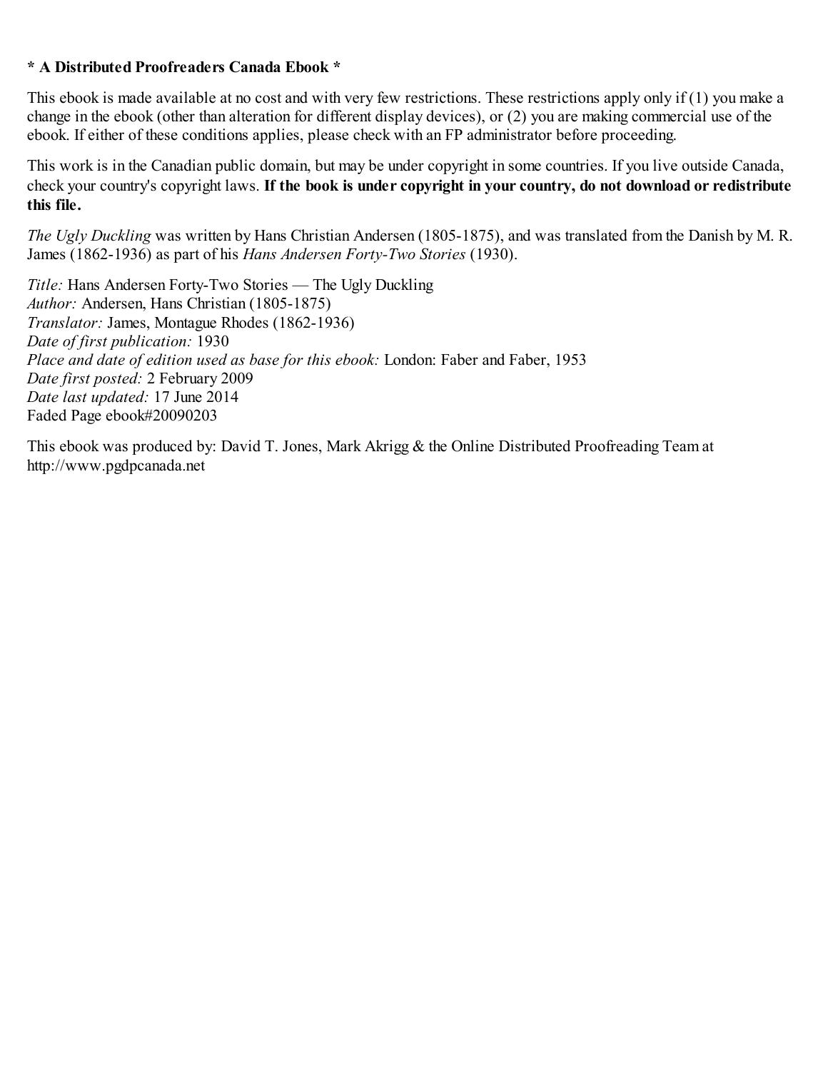**\* A Distributed Proofreaders Canada Ebook \***

This ebook is made available at no cost and with very few restrictions. These restrictions apply only if (1) you make a change in the ebook (other than alteration for different display devices), or (2) you are making commercial use of the ebook. If either of these conditions applies, please check with an FP administrator before proceeding.

This work is in the Canadian public domain, but may be under copyright in some countries. If you live outside Canada, check your country's copyright laws. **If the book is under copyright in your country, do not download or redistribute this file.**

*The Ugly Duckling* was written by Hans Christian Andersen (1805-1875), and was translated from the Danish by M. R. James (1862-1936) as part of his *Hans Andersen Forty-Two Stories* (1930).

*Title:* Hans Andersen Forty-Two Stories — The Ugly Duckling
*Author:* Andersen, Hans Christian (1805-1875)
*Translator:* James, Montague Rhodes (1862-1936)
*Date of first publication:* 1930
*Place and date of edition used as base for this ebook:* London: Faber and Faber, 1953
*Date first posted:* 2 February 2009
*Date last updated:* 17 June 2014
Faded Page ebook#20090203

This ebook was produced by: David T. Jones, Mark Akrigg & the Online Distributed Proofreading Team at http://www.pgdpcanada.net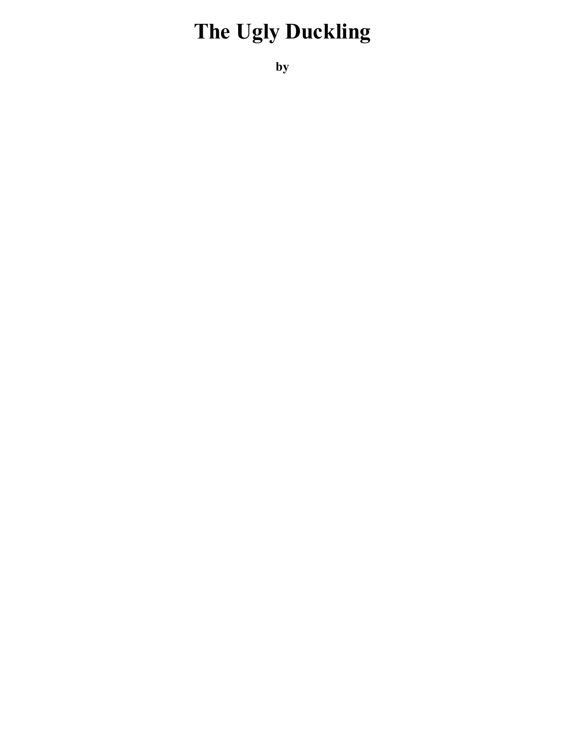# The Ugly Duckling

### by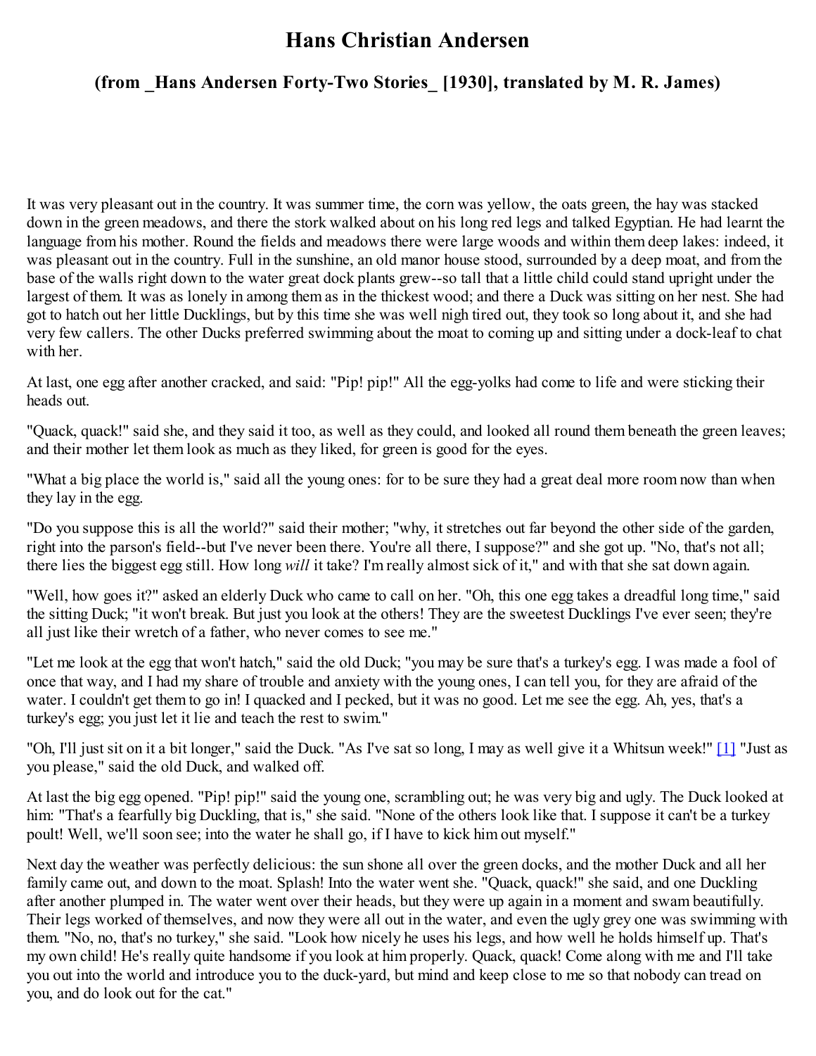# Hans Christian Andersen

## (from _Hans Andersen Forty-Two Stories_ [1930], translated by M. R. James)

It was very pleasant out in the country. It was summer time, the corn was yellow, the oats green, the hay was stacked down in the green meadows, and there the stork walked about on his long red legs and talked Egyptian. He had learnt the language from his mother. Round the fields and meadows there were large woods and within them deep lakes: indeed, it was pleasant out in the country. Full in the sunshine, an old manor house stood, surrounded by a deep moat, and from the base of the walls right down to the water great dock plants grew--so tall that a little child could stand upright under the largest of them. It was as lonely in among them as in the thickest wood; and there a Duck was sitting on her nest. She had got to hatch out her little Ducklings, but by this time she was well nigh tired out, they took so long about it, and she had very few callers. The other Ducks preferred swimming about the moat to coming up and sitting under a dock-leaf to chat with her.

At last, one egg after another cracked, and said: "Pip! pip!" All the egg-yolks had come to life and were sticking their heads out.

"Quack, quack!" said she, and they said it too, as well as they could, and looked all round them beneath the green leaves; and their mother let them look as much as they liked, for green is good for the eyes.

"What a big place the world is," said all the young ones: for to be sure they had a great deal more room now than when they lay in the egg.

"Do you suppose this is all the world?" said their mother; "why, it stretches out far beyond the other side of the garden, right into the parson's field--but I've never been there. You're all there, I suppose?" and she got up. "No, that's not all; there lies the biggest egg still. How long *will* it take? I'm really almost sick of it," and with that she sat down again.

"Well, how goes it?" asked an elderly Duck who came to call on her. "Oh, this one egg takes a dreadful long time," said the sitting Duck; "it won't break. But just you look at the others! They are the sweetest Ducklings I've ever seen; they're all just like their wretch of a father, who never comes to see me."

"Let me look at the egg that won't hatch," said the old Duck; "you may be sure that's a turkey's egg. I was made a fool of once that way, and I had my share of trouble and anxiety with the young ones, I can tell you, for they are afraid of the water. I couldn't get them to go in! I quacked and I pecked, but it was no good. Let me see the egg. Ah, yes, that's a turkey's egg; you just let it lie and teach the rest to swim."

"Oh, I'll just sit on it a bit longer," said the Duck. "As I've sat so long, I may as well give it a Whitsun week!" [1] "Just as you please," said the old Duck, and walked off.

At last the big egg opened. "Pip! pip!" said the young one, scrambling out; he was very big and ugly. The Duck looked at him: "That's a fearfully big Duckling, that is," she said. "None of the others look like that. I suppose it can't be a turkey poult! Well, we'll soon see; into the water he shall go, if I have to kick him out myself."

Next day the weather was perfectly delicious: the sun shone all over the green docks, and the mother Duck and all her family came out, and down to the moat. Splash! Into the water went she. "Quack, quack!" she said, and one Duckling after another plumped in. The water went over their heads, but they were up again in a moment and swam beautifully. Their legs worked of themselves, and now they were all out in the water, and even the ugly grey one was swimming with them. "No, no, that's no turkey," she said. "Look how nicely he uses his legs, and how well he holds himself up. That's my own child! He's really quite handsome if you look at him properly. Quack, quack! Come along with me and I'll take you out into the world and introduce you to the duck-yard, but mind and keep close to me so that nobody can tread on you, and do look out for the cat."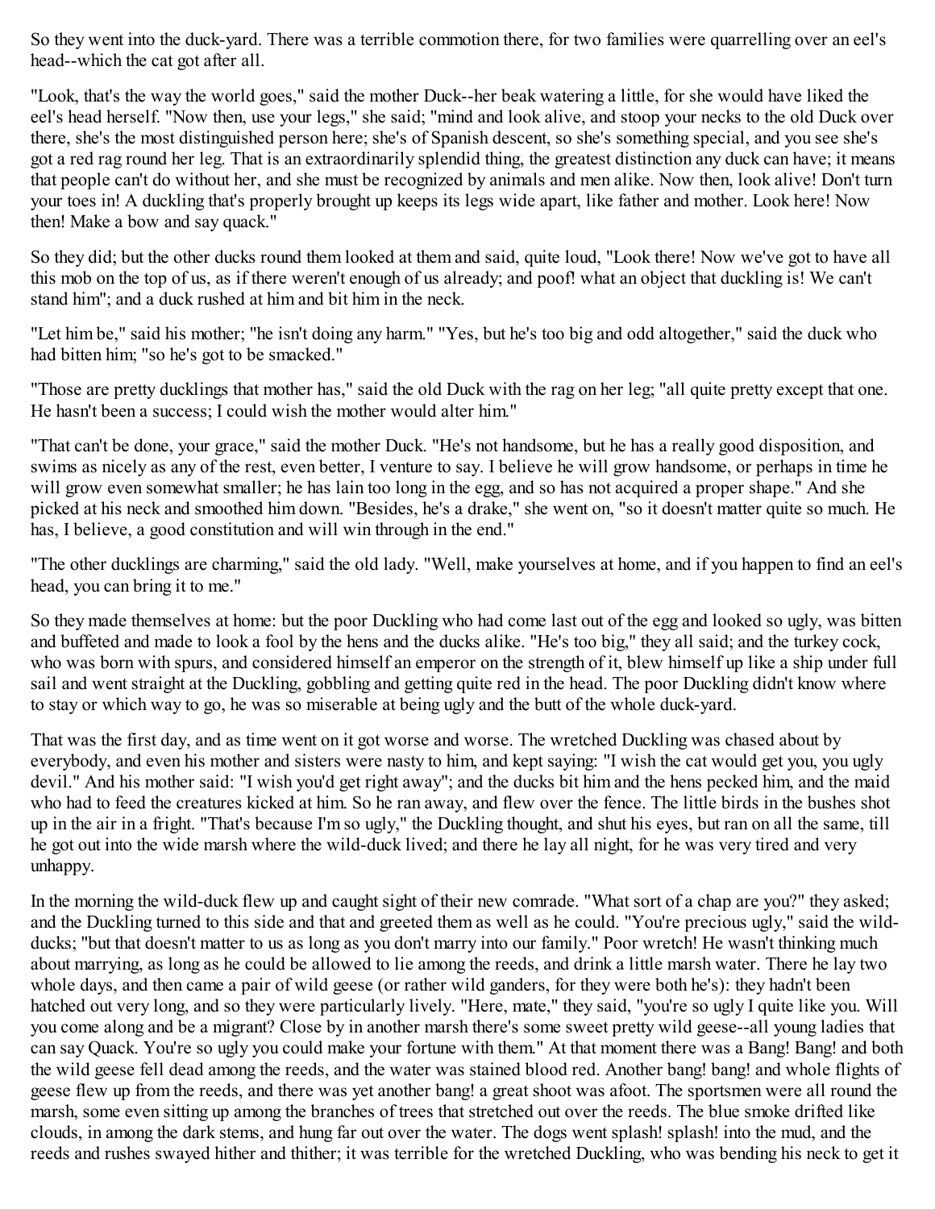So they went into the duck-yard. There was a terrible commotion there, for two families were quarrelling over an eel's head--which the cat got after all.

"Look, that's the way the world goes," said the mother Duck--her beak watering a little, for she would have liked the eel's head herself. "Now then, use your legs," she said; "mind and look alive, and stoop your necks to the old Duck over there, she's the most distinguished person here; she's of Spanish descent, so she's something special, and you see she's got a red rag round her leg. That is an extraordinarily splendid thing, the greatest distinction any duck can have; it means that people can't do without her, and she must be recognized by animals and men alike. Now then, look alive! Don't turn your toes in! A duckling that's properly brought up keeps its legs wide apart, like father and mother. Look here! Now then! Make a bow and say quack."

So they did; but the other ducks round them looked at them and said, quite loud, "Look there! Now we've got to have all this mob on the top of us, as if there weren't enough of us already; and poof! what an object that duckling is! We can't stand him"; and a duck rushed at him and bit him in the neck.

"Let him be," said his mother; "he isn't doing any harm." "Yes, but he's too big and odd altogether," said the duck who had bitten him; "so he's got to be smacked."

"Those are pretty ducklings that mother has," said the old Duck with the rag on her leg; "all quite pretty except that one. He hasn't been a success; I could wish the mother would alter him."

"That can't be done, your grace," said the mother Duck. "He's not handsome, but he has a really good disposition, and swims as nicely as any of the rest, even better, I venture to say. I believe he will grow handsome, or perhaps in time he will grow even somewhat smaller; he has lain too long in the egg, and so has not acquired a proper shape." And she picked at his neck and smoothed him down. "Besides, he's a drake," she went on, "so it doesn't matter quite so much. He has, I believe, a good constitution and will win through in the end."

"The other ducklings are charming," said the old lady. "Well, make yourselves at home, and if you happen to find an eel's head, you can bring it to me."

So they made themselves at home: but the poor Duckling who had come last out of the egg and looked so ugly, was bitten and buffeted and made to look a fool by the hens and the ducks alike. "He's too big," they all said; and the turkey cock, who was born with spurs, and considered himself an emperor on the strength of it, blew himself up like a ship under full sail and went straight at the Duckling, gobbling and getting quite red in the head. The poor Duckling didn't know where to stay or which way to go, he was so miserable at being ugly and the butt of the whole duck-yard.

That was the first day, and as time went on it got worse and worse. The wretched Duckling was chased about by everybody, and even his mother and sisters were nasty to him, and kept saying: "I wish the cat would get you, you ugly devil." And his mother said: "I wish you'd get right away"; and the ducks bit him and the hens pecked him, and the maid who had to feed the creatures kicked at him. So he ran away, and flew over the fence. The little birds in the bushes shot up in the air in a fright. "That's because I'm so ugly," the Duckling thought, and shut his eyes, but ran on all the same, till he got out into the wide marsh where the wild-duck lived; and there he lay all night, for he was very tired and very unhappy.

In the morning the wild-duck flew up and caught sight of their new comrade. "What sort of a chap are you?" they asked; and the Duckling turned to this side and that and greeted them as well as he could. "You're precious ugly," said the wild-ducks; "but that doesn't matter to us as long as you don't marry into our family." Poor wretch! He wasn't thinking much about marrying, as long as he could be allowed to lie among the reeds, and drink a little marsh water. There he lay two whole days, and then came a pair of wild geese (or rather wild ganders, for they were both he's): they hadn't been hatched out very long, and so they were particularly lively. "Here, mate," they said, "you're so ugly I quite like you. Will you come along and be a migrant? Close by in another marsh there's some sweet pretty wild geese--all young ladies that can say Quack. You're so ugly you could make your fortune with them." At that moment there was a Bang! Bang! and both the wild geese fell dead among the reeds, and the water was stained blood red. Another bang! bang! and whole flights of geese flew up from the reeds, and there was yet another bang! a great shoot was afoot. The sportsmen were all round the marsh, some even sitting up among the branches of trees that stretched out over the reeds. The blue smoke drifted like clouds, in among the dark stems, and hung far out over the water. The dogs went splash! splash! into the mud, and the reeds and rushes swayed hither and thither; it was terrible for the wretched Duckling, who was bending his neck to get it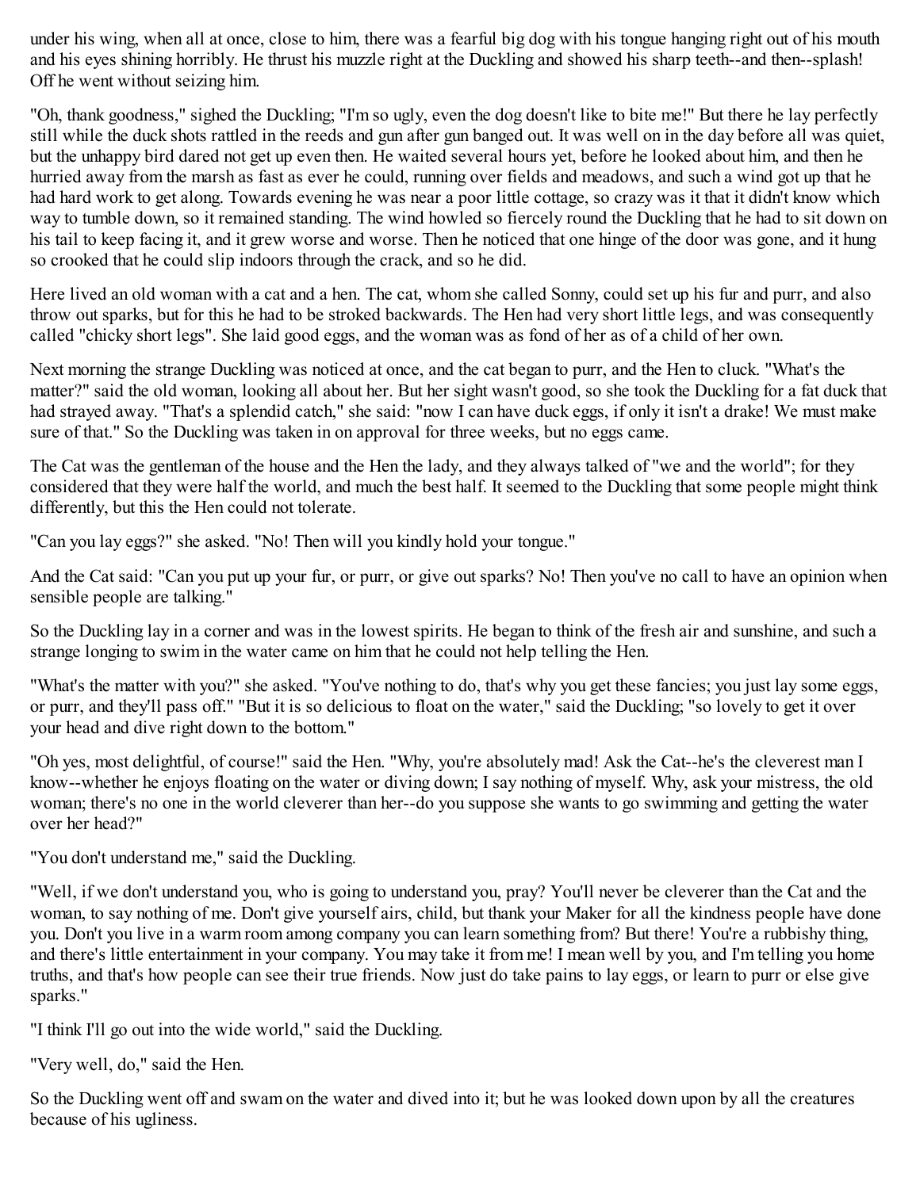under his wing, when all at once, close to him, there was a fearful big dog with his tongue hanging right out of his mouth and his eyes shining horribly. He thrust his muzzle right at the Duckling and showed his sharp teeth--and then--splash! Off he went without seizing him.

"Oh, thank goodness," sighed the Duckling; "I'm so ugly, even the dog doesn't like to bite me!" But there he lay perfectly still while the duck shots rattled in the reeds and gun after gun banged out. It was well on in the day before all was quiet, but the unhappy bird dared not get up even then. He waited several hours yet, before he looked about him, and then he hurried away from the marsh as fast as ever he could, running over fields and meadows, and such a wind got up that he had hard work to get along. Towards evening he was near a poor little cottage, so crazy was it that it didn't know which way to tumble down, so it remained standing. The wind howled so fiercely round the Duckling that he had to sit down on his tail to keep facing it, and it grew worse and worse. Then he noticed that one hinge of the door was gone, and it hung so crooked that he could slip indoors through the crack, and so he did.

Here lived an old woman with a cat and a hen. The cat, whom she called Sonny, could set up his fur and purr, and also throw out sparks, but for this he had to be stroked backwards. The Hen had very short little legs, and was consequently called "chicky short legs". She laid good eggs, and the woman was as fond of her as of a child of her own.

Next morning the strange Duckling was noticed at once, and the cat began to purr, and the Hen to cluck. "What's the matter?" said the old woman, looking all about her. But her sight wasn't good, so she took the Duckling for a fat duck that had strayed away. "That's a splendid catch," she said: "now I can have duck eggs, if only it isn't a drake! We must make sure of that." So the Duckling was taken in on approval for three weeks, but no eggs came.

The Cat was the gentleman of the house and the Hen the lady, and they always talked of "we and the world"; for they considered that they were half the world, and much the best half. It seemed to the Duckling that some people might think differently, but this the Hen could not tolerate.

"Can you lay eggs?" she asked. "No! Then will you kindly hold your tongue."

And the Cat said: "Can you put up your fur, or purr, or give out sparks? No! Then you've no call to have an opinion when sensible people are talking."

So the Duckling lay in a corner and was in the lowest spirits. He began to think of the fresh air and sunshine, and such a strange longing to swim in the water came on him that he could not help telling the Hen.

"What's the matter with you?" she asked. "You've nothing to do, that's why you get these fancies; you just lay some eggs, or purr, and they'll pass off." "But it is so delicious to float on the water," said the Duckling; "so lovely to get it over your head and dive right down to the bottom."

"Oh yes, most delightful, of course!" said the Hen. "Why, you're absolutely mad! Ask the Cat--he's the cleverest man I know--whether he enjoys floating on the water or diving down; I say nothing of myself. Why, ask your mistress, the old woman; there's no one in the world cleverer than her--do you suppose she wants to go swimming and getting the water over her head?"

"You don't understand me," said the Duckling.

"Well, if we don't understand you, who is going to understand you, pray? You'll never be cleverer than the Cat and the woman, to say nothing of me. Don't give yourself airs, child, but thank your Maker for all the kindness people have done you. Don't you live in a warm room among company you can learn something from? But there! You're a rubbishy thing, and there's little entertainment in your company. You may take it from me! I mean well by you, and I'm telling you home truths, and that's how people can see their true friends. Now just do take pains to lay eggs, or learn to purr or else give sparks."

"I think I'll go out into the wide world," said the Duckling.

"Very well, do," said the Hen.

So the Duckling went off and swam on the water and dived into it; but he was looked down upon by all the creatures because of his ugliness.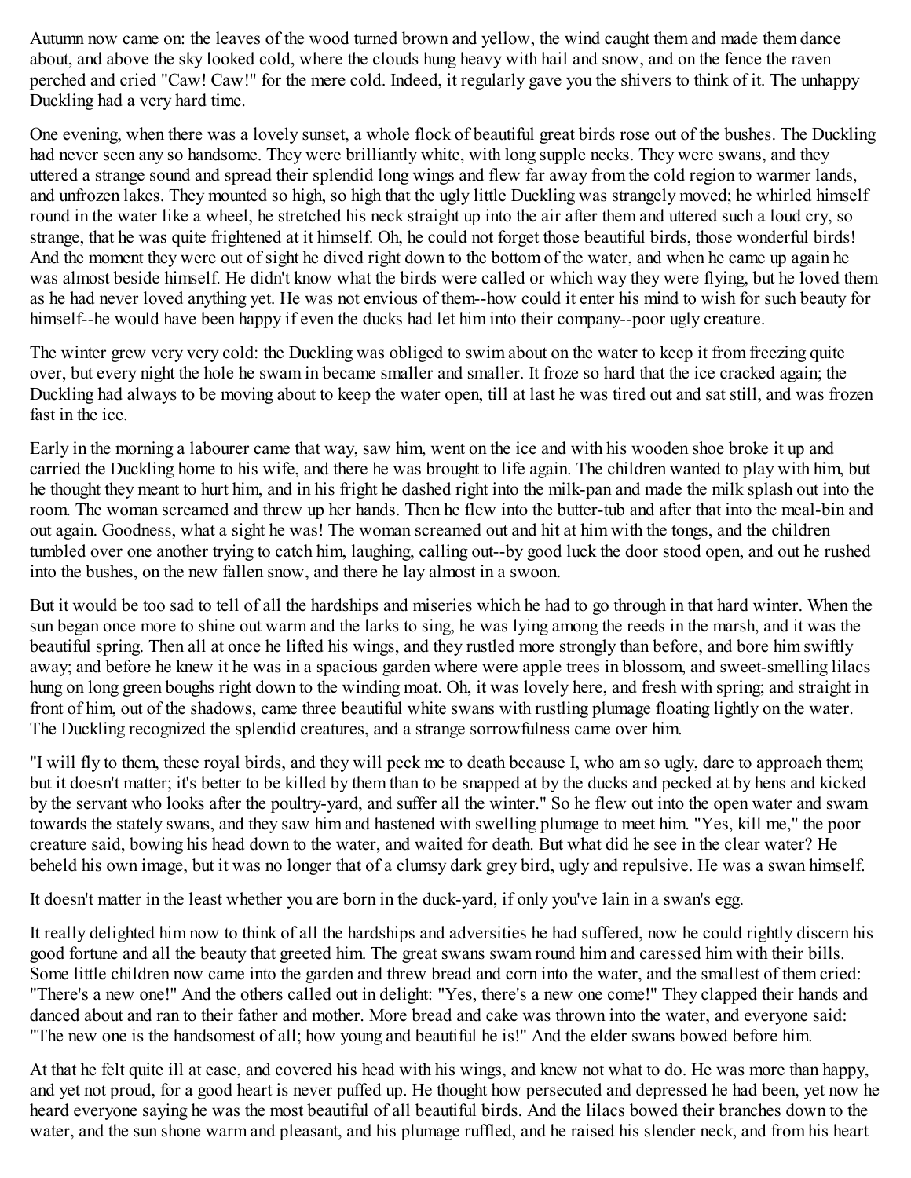Autumn now came on: the leaves of the wood turned brown and yellow, the wind caught them and made them dance about, and above the sky looked cold, where the clouds hung heavy with hail and snow, and on the fence the raven perched and cried "Caw! Caw!" for the mere cold. Indeed, it regularly gave you the shivers to think of it. The unhappy Duckling had a very hard time.

One evening, when there was a lovely sunset, a whole flock of beautiful great birds rose out of the bushes. The Duckling had never seen any so handsome. They were brilliantly white, with long supple necks. They were swans, and they uttered a strange sound and spread their splendid long wings and flew far away from the cold region to warmer lands, and unfrozen lakes. They mounted so high, so high that the ugly little Duckling was strangely moved; he whirled himself round in the water like a wheel, he stretched his neck straight up into the air after them and uttered such a loud cry, so strange, that he was quite frightened at it himself. Oh, he could not forget those beautiful birds, those wonderful birds! And the moment they were out of sight he dived right down to the bottom of the water, and when he came up again he was almost beside himself. He didn't know what the birds were called or which way they were flying, but he loved them as he had never loved anything yet. He was not envious of them--how could it enter his mind to wish for such beauty for himself--he would have been happy if even the ducks had let him into their company--poor ugly creature.

The winter grew very very cold: the Duckling was obliged to swim about on the water to keep it from freezing quite over, but every night the hole he swam in became smaller and smaller. It froze so hard that the ice cracked again; the Duckling had always to be moving about to keep the water open, till at last he was tired out and sat still, and was frozen fast in the ice.

Early in the morning a labourer came that way, saw him, went on the ice and with his wooden shoe broke it up and carried the Duckling home to his wife, and there he was brought to life again. The children wanted to play with him, but he thought they meant to hurt him, and in his fright he dashed right into the milk-pan and made the milk splash out into the room. The woman screamed and threw up her hands. Then he flew into the butter-tub and after that into the meal-bin and out again. Goodness, what a sight he was! The woman screamed out and hit at him with the tongs, and the children tumbled over one another trying to catch him, laughing, calling out--by good luck the door stood open, and out he rushed into the bushes, on the new fallen snow, and there he lay almost in a swoon.

But it would be too sad to tell of all the hardships and miseries which he had to go through in that hard winter. When the sun began once more to shine out warm and the larks to sing, he was lying among the reeds in the marsh, and it was the beautiful spring. Then all at once he lifted his wings, and they rustled more strongly than before, and bore him swiftly away; and before he knew it he was in a spacious garden where were apple trees in blossom, and sweet-smelling lilacs hung on long green boughs right down to the winding moat. Oh, it was lovely here, and fresh with spring; and straight in front of him, out of the shadows, came three beautiful white swans with rustling plumage floating lightly on the water. The Duckling recognized the splendid creatures, and a strange sorrowfulness came over him.

"I will fly to them, these royal birds, and they will peck me to death because I, who am so ugly, dare to approach them; but it doesn't matter; it's better to be killed by them than to be snapped at by the ducks and pecked at by hens and kicked by the servant who looks after the poultry-yard, and suffer all the winter." So he flew out into the open water and swam towards the stately swans, and they saw him and hastened with swelling plumage to meet him. "Yes, kill me," the poor creature said, bowing his head down to the water, and waited for death. But what did he see in the clear water? He beheld his own image, but it was no longer that of a clumsy dark grey bird, ugly and repulsive. He was a swan himself.

It doesn't matter in the least whether you are born in the duck-yard, if only you've lain in a swan's egg.

It really delighted him now to think of all the hardships and adversities he had suffered, now he could rightly discern his good fortune and all the beauty that greeted him. The great swans swam round him and caressed him with their bills. Some little children now came into the garden and threw bread and corn into the water, and the smallest of them cried: "There's a new one!" And the others called out in delight: "Yes, there's a new one come!" They clapped their hands and danced about and ran to their father and mother. More bread and cake was thrown into the water, and everyone said: "The new one is the handsomest of all; how young and beautiful he is!" And the elder swans bowed before him.

At that he felt quite ill at ease, and covered his head with his wings, and knew not what to do. He was more than happy, and yet not proud, for a good heart is never puffed up. He thought how persecuted and depressed he had been, yet now he heard everyone saying he was the most beautiful of all beautiful birds. And the lilacs bowed their branches down to the water, and the sun shone warm and pleasant, and his plumage ruffled, and he raised his slender neck, and from his heart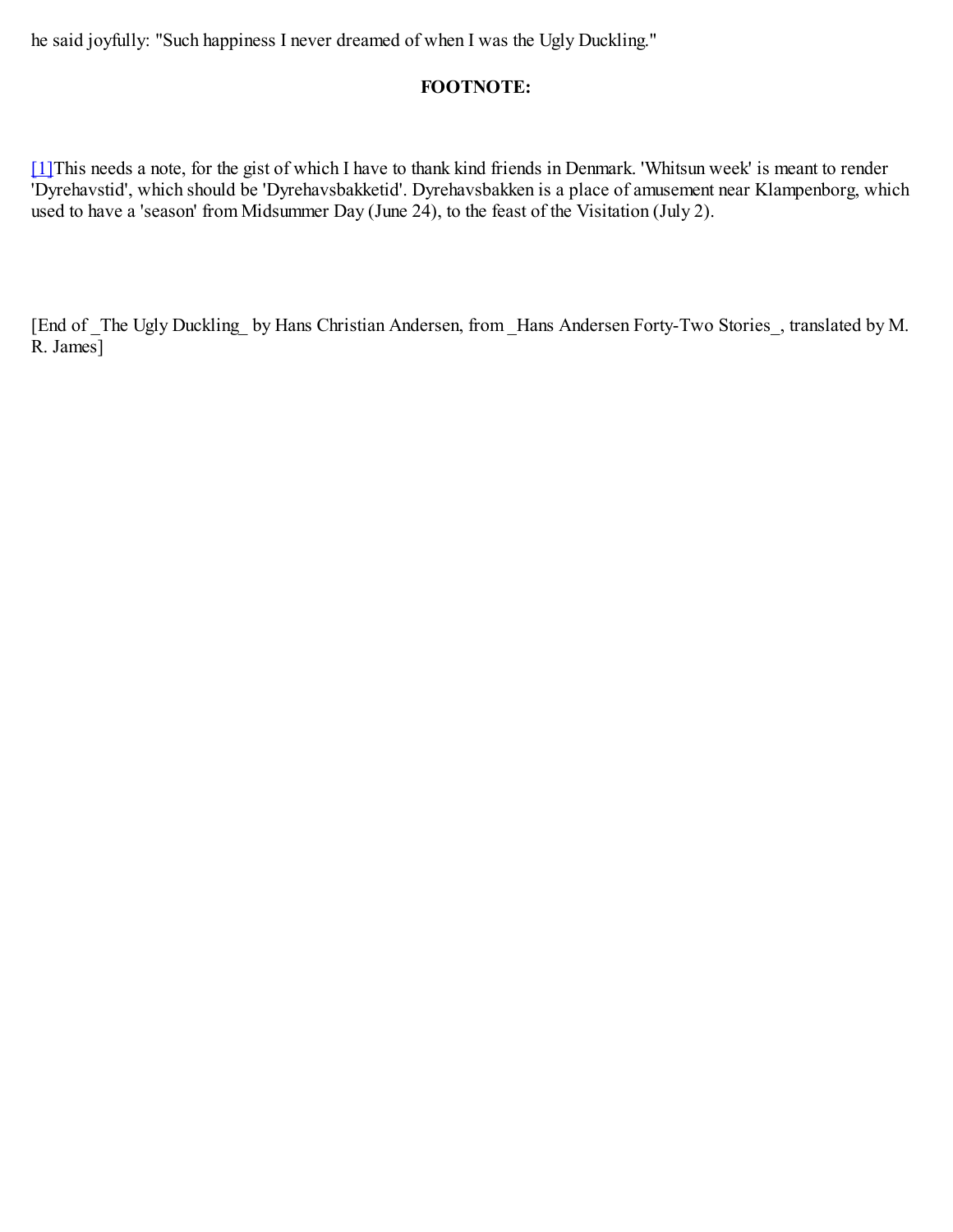he said joyfully: "Such happiness I never dreamed of when I was the Ugly Duckling."

## FOOTNOTE:

[1]This needs a note, for the gist of which I have to thank kind friends in Denmark. 'Whitsun week' is meant to render 'Dyrehavstid', which should be 'Dyrehavsbakketid'. Dyrehavsbakken is a place of amusement near Klampenborg, which used to have a 'season' from Midsummer Day (June 24), to the feast of the Visitation (July 2).

[End of _The Ugly Duckling_ by Hans Christian Andersen, from _Hans Andersen Forty-Two Stories_, translated by M. R. James]